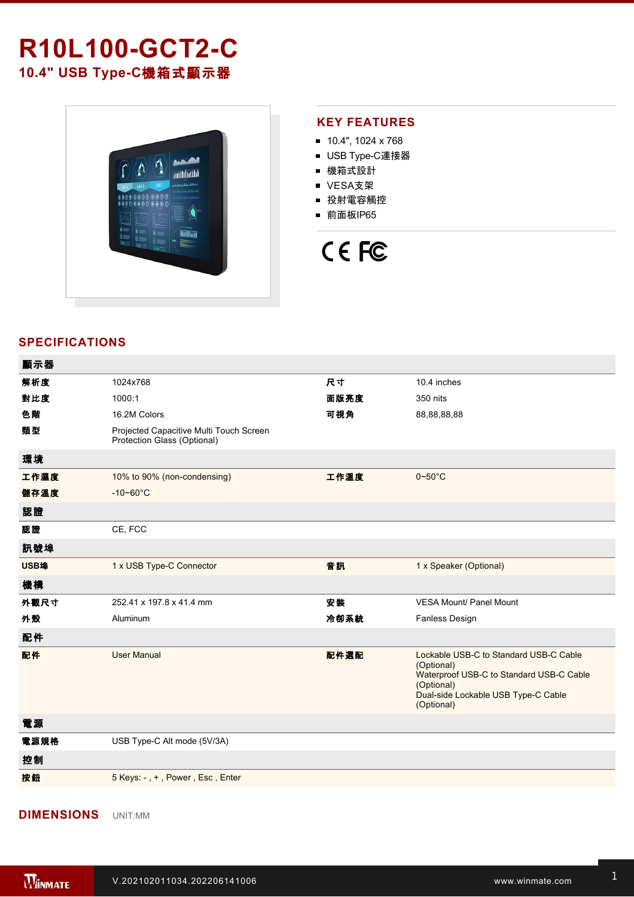# R10L100-GCT2-C

## 10.4" USB Type-C機箱式顯示器

## KEY FEATURES

- 10.4", 1024 x 768
- USB Type-C連接器
- 機箱式設計
- VESA支架
- 投射電容觸控
- 前面板IP65

## SPECIFICATIONS

| 顯示器 | | | |
|---|---|---|---|
| 解析度 | 1024x768 | 尺寸 | 10.4 inches |
| 對比度 | 1000:1 | 面版亮度 | 350 nits |
| 色階 | 16.2M Colors | 可視角 | 88,88,88,88 |
| 類型 | Projected Capacitive Multi Touch Screen<br>Protection Glass (Optional) | | |
| **環境** | | | |
| 工作濕度 | 10% to 90% (non-condensing) | 工作溫度 | 0~50°C |
| 儲存溫度 | -10~60°C | | |
| **認證** | | | |
| 認證 | CE, FCC | | |
| **訊號埠** | | | |
| USB埠 | 1 x USB Type-C Connector | 音訊 | 1 x Speaker (Optional) |
| **機構** | | | |
| 外觀尺寸 | 252.41 x 197.8 x 41.4 mm | 安裝 | VESA Mount/ Panel Mount |
| 外殼 | Aluminum | 冷卻系統 | Fanless Design |
| **配件** | | | |
| 配件 | User Manual | 配件選配 | Lockable USB-C to Standard USB-C Cable (Optional)<br>Waterproof USB-C to Standard USB-C Cable (Optional)<br>Dual-side Lockable USB Type-C Cable (Optional) |
| **電源** | | | |
| 電源規格 | USB Type-C Alt mode (5V/3A) | | |
| **控制** | | | |
| 按鈕 | 5 Keys: - , + , Power , Esc , Enter | | |

## DIMENSIONS

UNIT:MM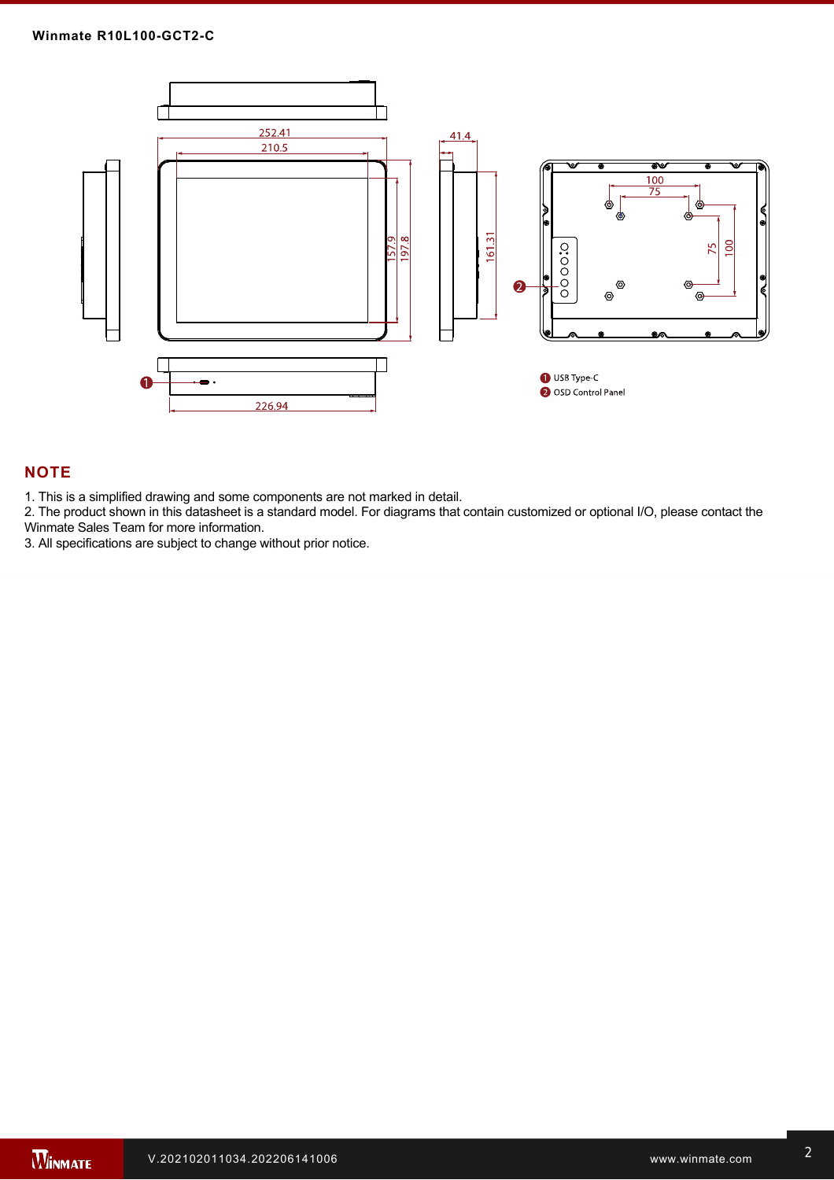**Winmate R10L100-GCT2-C**

252.41
210.5
41.4
157.9
197.8
161.31
100
75
75
100
226.94

1 USB Type-C
2 OSD Control Panel

## NOTE

1. This is a simplified drawing and some components are not marked in detail.
2. The product shown in this datasheet is a standard model. For diagrams that contain customized or optional I/O, please contact the Winmate Sales Team for more information.
3. All specifications are subject to change without prior notice.